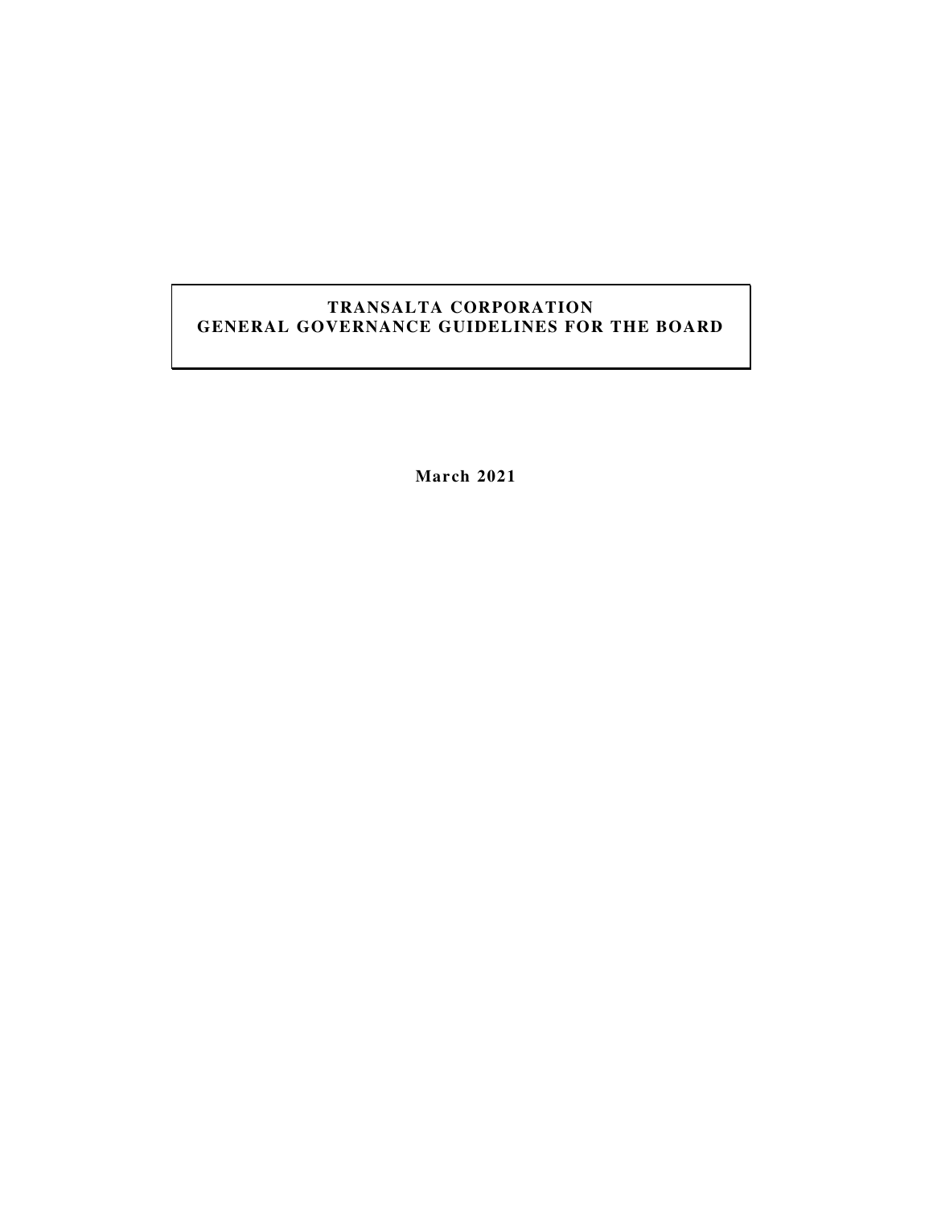# TRANSALTA CORPORATION
# GENERAL GOVERNANCE GUIDELINES FOR THE BOARD

**March 2021**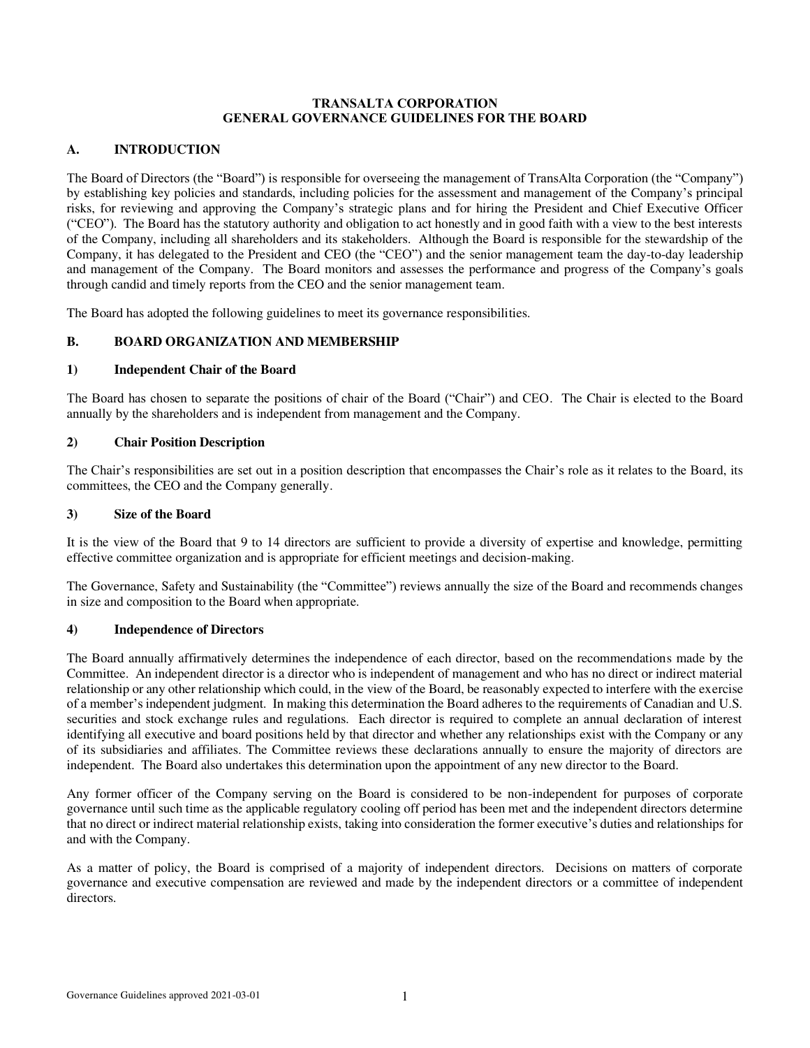# TRANSALTA CORPORATION
# GENERAL GOVERNANCE GUIDELINES FOR THE BOARD

## A. INTRODUCTION

The Board of Directors (the "Board") is responsible for overseeing the management of TransAlta Corporation (the "Company") by establishing key policies and standards, including policies for the assessment and management of the Company's principal risks, for reviewing and approving the Company's strategic plans and for hiring the President and Chief Executive Officer ("CEO"). The Board has the statutory authority and obligation to act honestly and in good faith with a view to the best interests of the Company, including all shareholders and its stakeholders. Although the Board is responsible for the stewardship of the Company, it has delegated to the President and CEO (the "CEO") and the senior management team the day-to-day leadership and management of the Company. The Board monitors and assesses the performance and progress of the Company's goals through candid and timely reports from the CEO and the senior management team.

The Board has adopted the following guidelines to meet its governance responsibilities.

## B. BOARD ORGANIZATION AND MEMBERSHIP

### 1) Independent Chair of the Board

The Board has chosen to separate the positions of chair of the Board ("Chair") and CEO. The Chair is elected to the Board annually by the shareholders and is independent from management and the Company.

### 2) Chair Position Description

The Chair's responsibilities are set out in a position description that encompasses the Chair's role as it relates to the Board, its committees, the CEO and the Company generally.

### 3) Size of the Board

It is the view of the Board that 9 to 14 directors are sufficient to provide a diversity of expertise and knowledge, permitting effective committee organization and is appropriate for efficient meetings and decision-making.

The Governance, Safety and Sustainability (the "Committee") reviews annually the size of the Board and recommends changes in size and composition to the Board when appropriate.

### 4) Independence of Directors

The Board annually affirmatively determines the independence of each director, based on the recommendations made by the Committee. An independent director is a director who is independent of management and who has no direct or indirect material relationship or any other relationship which could, in the view of the Board, be reasonably expected to interfere with the exercise of a member's independent judgment. In making this determination the Board adheres to the requirements of Canadian and U.S. securities and stock exchange rules and regulations. Each director is required to complete an annual declaration of interest identifying all executive and board positions held by that director and whether any relationships exist with the Company or any of its subsidiaries and affiliates. The Committee reviews these declarations annually to ensure the majority of directors are independent. The Board also undertakes this determination upon the appointment of any new director to the Board.

Any former officer of the Company serving on the Board is considered to be non-independent for purposes of corporate governance until such time as the applicable regulatory cooling off period has been met and the independent directors determine that no direct or indirect material relationship exists, taking into consideration the former executive's duties and relationships for and with the Company.

As a matter of policy, the Board is comprised of a majority of independent directors. Decisions on matters of corporate governance and executive compensation are reviewed and made by the independent directors or a committee of independent directors.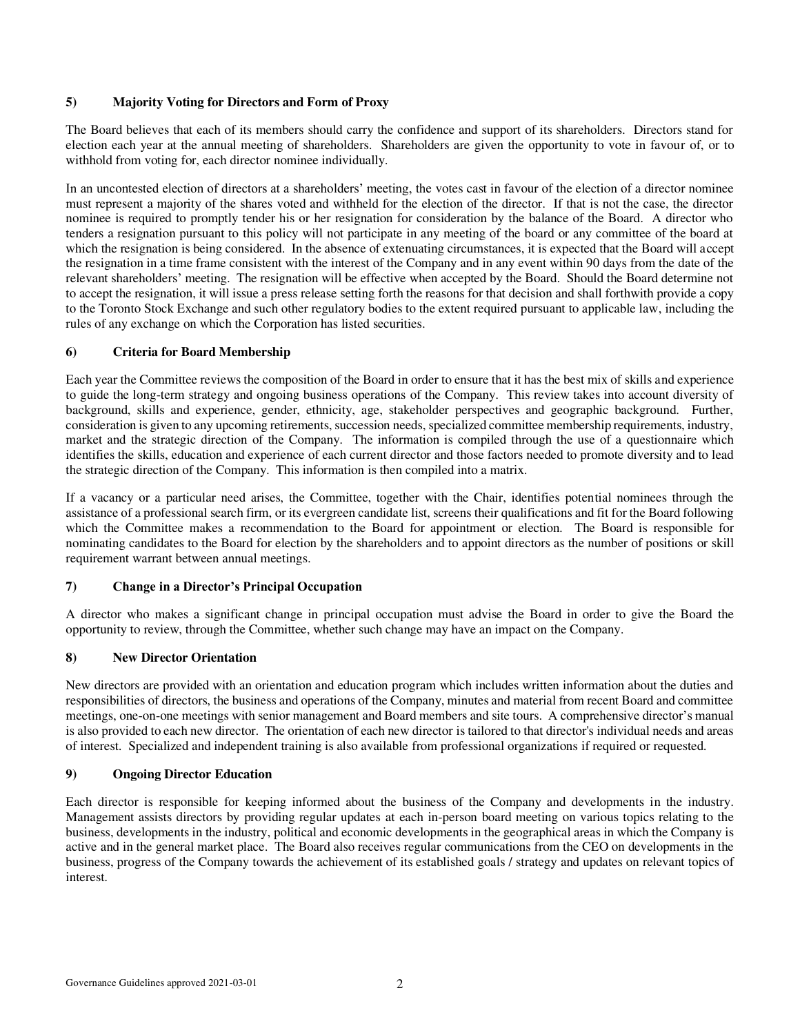### 5) Majority Voting for Directors and Form of Proxy

The Board believes that each of its members should carry the confidence and support of its shareholders. Directors stand for election each year at the annual meeting of shareholders. Shareholders are given the opportunity to vote in favour of, or to withhold from voting for, each director nominee individually.

In an uncontested election of directors at a shareholders' meeting, the votes cast in favour of the election of a director nominee must represent a majority of the shares voted and withheld for the election of the director. If that is not the case, the director nominee is required to promptly tender his or her resignation for consideration by the balance of the Board. A director who tenders a resignation pursuant to this policy will not participate in any meeting of the board or any committee of the board at which the resignation is being considered. In the absence of extenuating circumstances, it is expected that the Board will accept the resignation in a time frame consistent with the interest of the Company and in any event within 90 days from the date of the relevant shareholders' meeting. The resignation will be effective when accepted by the Board. Should the Board determine not to accept the resignation, it will issue a press release setting forth the reasons for that decision and shall forthwith provide a copy to the Toronto Stock Exchange and such other regulatory bodies to the extent required pursuant to applicable law, including the rules of any exchange on which the Corporation has listed securities.

### 6) Criteria for Board Membership

Each year the Committee reviews the composition of the Board in order to ensure that it has the best mix of skills and experience to guide the long-term strategy and ongoing business operations of the Company. This review takes into account diversity of background, skills and experience, gender, ethnicity, age, stakeholder perspectives and geographic background. Further, consideration is given to any upcoming retirements, succession needs, specialized committee membership requirements, industry, market and the strategic direction of the Company. The information is compiled through the use of a questionnaire which identifies the skills, education and experience of each current director and those factors needed to promote diversity and to lead the strategic direction of the Company. This information is then compiled into a matrix.

If a vacancy or a particular need arises, the Committee, together with the Chair, identifies potential nominees through the assistance of a professional search firm, or its evergreen candidate list, screens their qualifications and fit for the Board following which the Committee makes a recommendation to the Board for appointment or election. The Board is responsible for nominating candidates to the Board for election by the shareholders and to appoint directors as the number of positions or skill requirement warrant between annual meetings.

### 7) Change in a Director's Principal Occupation

A director who makes a significant change in principal occupation must advise the Board in order to give the Board the opportunity to review, through the Committee, whether such change may have an impact on the Company.

### 8) New Director Orientation

New directors are provided with an orientation and education program which includes written information about the duties and responsibilities of directors, the business and operations of the Company, minutes and material from recent Board and committee meetings, one-on-one meetings with senior management and Board members and site tours. A comprehensive director's manual is also provided to each new director. The orientation of each new director is tailored to that director's individual needs and areas of interest. Specialized and independent training is also available from professional organizations if required or requested.

### 9) Ongoing Director Education

Each director is responsible for keeping informed about the business of the Company and developments in the industry. Management assists directors by providing regular updates at each in-person board meeting on various topics relating to the business, developments in the industry, political and economic developments in the geographical areas in which the Company is active and in the general market place. The Board also receives regular communications from the CEO on developments in the business, progress of the Company towards the achievement of its established goals / strategy and updates on relevant topics of interest.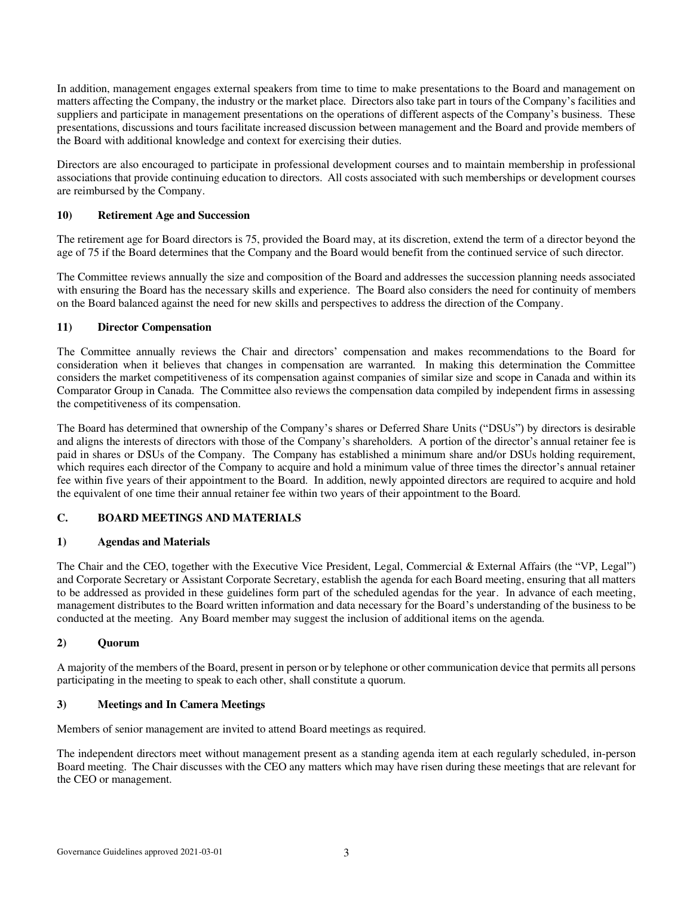In addition, management engages external speakers from time to time to make presentations to the Board and management on matters affecting the Company, the industry or the market place. Directors also take part in tours of the Company's facilities and suppliers and participate in management presentations on the operations of different aspects of the Company's business. These presentations, discussions and tours facilitate increased discussion between management and the Board and provide members of the Board with additional knowledge and context for exercising their duties.

Directors are also encouraged to participate in professional development courses and to maintain membership in professional associations that provide continuing education to directors. All costs associated with such memberships or development courses are reimbursed by the Company.

### 10) Retirement Age and Succession

The retirement age for Board directors is 75, provided the Board may, at its discretion, extend the term of a director beyond the age of 75 if the Board determines that the Company and the Board would benefit from the continued service of such director.

The Committee reviews annually the size and composition of the Board and addresses the succession planning needs associated with ensuring the Board has the necessary skills and experience. The Board also considers the need for continuity of members on the Board balanced against the need for new skills and perspectives to address the direction of the Company.

### 11) Director Compensation

The Committee annually reviews the Chair and directors' compensation and makes recommendations to the Board for consideration when it believes that changes in compensation are warranted. In making this determination the Committee considers the market competitiveness of its compensation against companies of similar size and scope in Canada and within its Comparator Group in Canada. The Committee also reviews the compensation data compiled by independent firms in assessing the competitiveness of its compensation.

The Board has determined that ownership of the Company's shares or Deferred Share Units ("DSUs") by directors is desirable and aligns the interests of directors with those of the Company's shareholders. A portion of the director's annual retainer fee is paid in shares or DSUs of the Company. The Company has established a minimum share and/or DSUs holding requirement, which requires each director of the Company to acquire and hold a minimum value of three times the director's annual retainer fee within five years of their appointment to the Board. In addition, newly appointed directors are required to acquire and hold the equivalent of one time their annual retainer fee within two years of their appointment to the Board.

## C. BOARD MEETINGS AND MATERIALS

### 1) Agendas and Materials

The Chair and the CEO, together with the Executive Vice President, Legal, Commercial & External Affairs (the "VP, Legal") and Corporate Secretary or Assistant Corporate Secretary, establish the agenda for each Board meeting, ensuring that all matters to be addressed as provided in these guidelines form part of the scheduled agendas for the year. In advance of each meeting, management distributes to the Board written information and data necessary for the Board's understanding of the business to be conducted at the meeting. Any Board member may suggest the inclusion of additional items on the agenda.

### 2) Quorum

A majority of the members of the Board, present in person or by telephone or other communication device that permits all persons participating in the meeting to speak to each other, shall constitute a quorum.

### 3) Meetings and In Camera Meetings

Members of senior management are invited to attend Board meetings as required.

The independent directors meet without management present as a standing agenda item at each regularly scheduled, in-person Board meeting. The Chair discusses with the CEO any matters which may have risen during these meetings that are relevant for the CEO or management.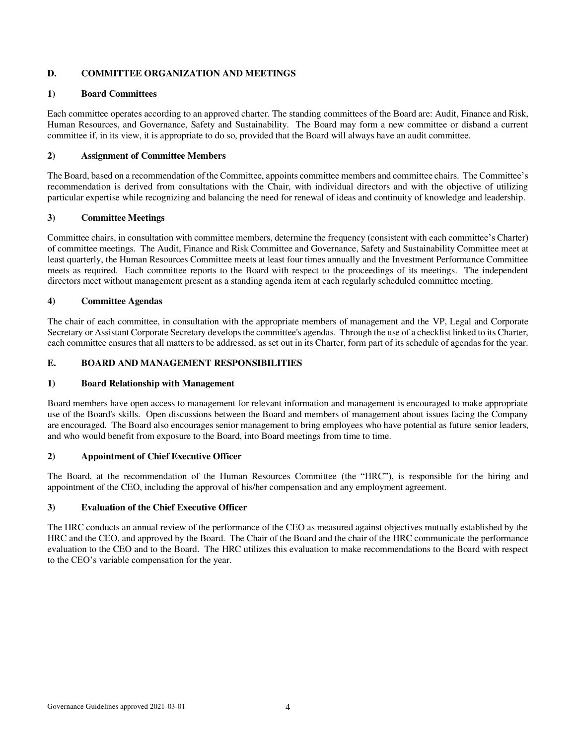## D. COMMITTEE ORGANIZATION AND MEETINGS

### 1) Board Committees

Each committee operates according to an approved charter. The standing committees of the Board are: Audit, Finance and Risk, Human Resources, and Governance, Safety and Sustainability. The Board may form a new committee or disband a current committee if, in its view, it is appropriate to do so, provided that the Board will always have an audit committee.

### 2) Assignment of Committee Members

The Board, based on a recommendation of the Committee, appoints committee members and committee chairs. The Committee's recommendation is derived from consultations with the Chair, with individual directors and with the objective of utilizing particular expertise while recognizing and balancing the need for renewal of ideas and continuity of knowledge and leadership.

### 3) Committee Meetings

Committee chairs, in consultation with committee members, determine the frequency (consistent with each committee's Charter) of committee meetings. The Audit, Finance and Risk Committee and Governance, Safety and Sustainability Committee meet at least quarterly, the Human Resources Committee meets at least four times annually and the Investment Performance Committee meets as required. Each committee reports to the Board with respect to the proceedings of its meetings. The independent directors meet without management present as a standing agenda item at each regularly scheduled committee meeting.

### 4) Committee Agendas

The chair of each committee, in consultation with the appropriate members of management and the VP, Legal and Corporate Secretary or Assistant Corporate Secretary develops the committee's agendas. Through the use of a checklist linked to its Charter, each committee ensures that all matters to be addressed, as set out in its Charter, form part of its schedule of agendas for the year.

## E. BOARD AND MANAGEMENT RESPONSIBILITIES

### 1) Board Relationship with Management

Board members have open access to management for relevant information and management is encouraged to make appropriate use of the Board's skills. Open discussions between the Board and members of management about issues facing the Company are encouraged. The Board also encourages senior management to bring employees who have potential as future senior leaders, and who would benefit from exposure to the Board, into Board meetings from time to time.

### 2) Appointment of Chief Executive Officer

The Board, at the recommendation of the Human Resources Committee (the "HRC"), is responsible for the hiring and appointment of the CEO, including the approval of his/her compensation and any employment agreement.

### 3) Evaluation of the Chief Executive Officer

The HRC conducts an annual review of the performance of the CEO as measured against objectives mutually established by the HRC and the CEO, and approved by the Board. The Chair of the Board and the chair of the HRC communicate the performance evaluation to the CEO and to the Board. The HRC utilizes this evaluation to make recommendations to the Board with respect to the CEO's variable compensation for the year.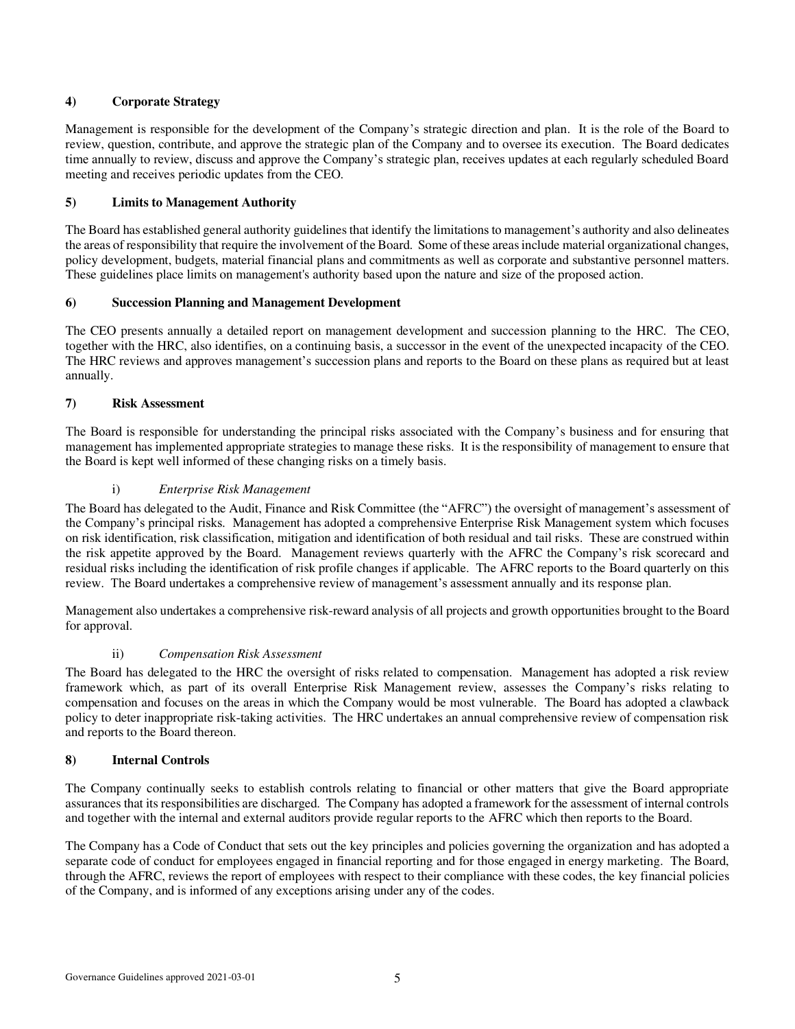## 4) Corporate Strategy

Management is responsible for the development of the Company's strategic direction and plan. It is the role of the Board to review, question, contribute, and approve the strategic plan of the Company and to oversee its execution. The Board dedicates time annually to review, discuss and approve the Company's strategic plan, receives updates at each regularly scheduled Board meeting and receives periodic updates from the CEO.

## 5) Limits to Management Authority

The Board has established general authority guidelines that identify the limitations to management's authority and also delineates the areas of responsibility that require the involvement of the Board. Some of these areas include material organizational changes, policy development, budgets, material financial plans and commitments as well as corporate and substantive personnel matters. These guidelines place limits on management's authority based upon the nature and size of the proposed action.

## 6) Succession Planning and Management Development

The CEO presents annually a detailed report on management development and succession planning to the HRC. The CEO, together with the HRC, also identifies, on a continuing basis, a successor in the event of the unexpected incapacity of the CEO. The HRC reviews and approves management's succession plans and reports to the Board on these plans as required but at least annually.

## 7) Risk Assessment

The Board is responsible for understanding the principal risks associated with the Company's business and for ensuring that management has implemented appropriate strategies to manage these risks. It is the responsibility of management to ensure that the Board is kept well informed of these changing risks on a timely basis.

### i) *Enterprise Risk Management*

The Board has delegated to the Audit, Finance and Risk Committee (the "AFRC") the oversight of management's assessment of the Company's principal risks. Management has adopted a comprehensive Enterprise Risk Management system which focuses on risk identification, risk classification, mitigation and identification of both residual and tail risks. These are construed within the risk appetite approved by the Board. Management reviews quarterly with the AFRC the Company's risk scorecard and residual risks including the identification of risk profile changes if applicable. The AFRC reports to the Board quarterly on this review. The Board undertakes a comprehensive review of management's assessment annually and its response plan.

Management also undertakes a comprehensive risk-reward analysis of all projects and growth opportunities brought to the Board for approval.

### ii) *Compensation Risk Assessment*

The Board has delegated to the HRC the oversight of risks related to compensation. Management has adopted a risk review framework which, as part of its overall Enterprise Risk Management review, assesses the Company's risks relating to compensation and focuses on the areas in which the Company would be most vulnerable. The Board has adopted a clawback policy to deter inappropriate risk-taking activities. The HRC undertakes an annual comprehensive review of compensation risk and reports to the Board thereon.

## 8) Internal Controls

The Company continually seeks to establish controls relating to financial or other matters that give the Board appropriate assurances that its responsibilities are discharged. The Company has adopted a framework for the assessment of internal controls and together with the internal and external auditors provide regular reports to the AFRC which then reports to the Board.

The Company has a Code of Conduct that sets out the key principles and policies governing the organization and has adopted a separate code of conduct for employees engaged in financial reporting and for those engaged in energy marketing. The Board, through the AFRC, reviews the report of employees with respect to their compliance with these codes, the key financial policies of the Company, and is informed of any exceptions arising under any of the codes.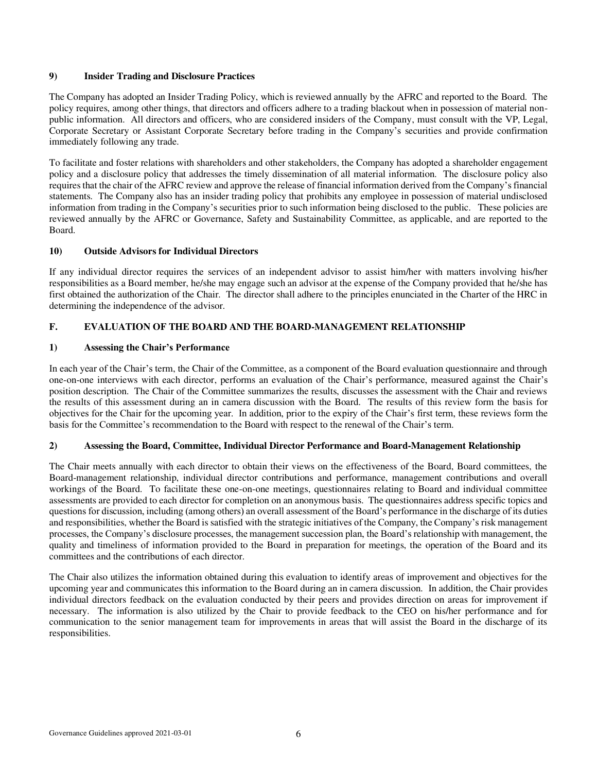### 9) Insider Trading and Disclosure Practices

The Company has adopted an Insider Trading Policy, which is reviewed annually by the AFRC and reported to the Board. The policy requires, among other things, that directors and officers adhere to a trading blackout when in possession of material non-public information. All directors and officers, who are considered insiders of the Company, must consult with the VP, Legal, Corporate Secretary or Assistant Corporate Secretary before trading in the Company's securities and provide confirmation immediately following any trade.

To facilitate and foster relations with shareholders and other stakeholders, the Company has adopted a shareholder engagement policy and a disclosure policy that addresses the timely dissemination of all material information. The disclosure policy also requires that the chair of the AFRC review and approve the release of financial information derived from the Company's financial statements. The Company also has an insider trading policy that prohibits any employee in possession of material undisclosed information from trading in the Company's securities prior to such information being disclosed to the public. These policies are reviewed annually by the AFRC or Governance, Safety and Sustainability Committee, as applicable, and are reported to the Board.

### 10) Outside Advisors for Individual Directors

If any individual director requires the services of an independent advisor to assist him/her with matters involving his/her responsibilities as a Board member, he/she may engage such an advisor at the expense of the Company provided that he/she has first obtained the authorization of the Chair. The director shall adhere to the principles enunciated in the Charter of the HRC in determining the independence of the advisor.

## F. EVALUATION OF THE BOARD AND THE BOARD-MANAGEMENT RELATIONSHIP

### 1) Assessing the Chair's Performance

In each year of the Chair's term, the Chair of the Committee, as a component of the Board evaluation questionnaire and through one-on-one interviews with each director, performs an evaluation of the Chair's performance, measured against the Chair's position description. The Chair of the Committee summarizes the results, discusses the assessment with the Chair and reviews the results of this assessment during an in camera discussion with the Board. The results of this review form the basis for objectives for the Chair for the upcoming year. In addition, prior to the expiry of the Chair's first term, these reviews form the basis for the Committee's recommendation to the Board with respect to the renewal of the Chair's term.

### 2) Assessing the Board, Committee, Individual Director Performance and Board-Management Relationship

The Chair meets annually with each director to obtain their views on the effectiveness of the Board, Board committees, the Board-management relationship, individual director contributions and performance, management contributions and overall workings of the Board. To facilitate these one-on-one meetings, questionnaires relating to Board and individual committee assessments are provided to each director for completion on an anonymous basis. The questionnaires address specific topics and questions for discussion, including (among others) an overall assessment of the Board's performance in the discharge of its duties and responsibilities, whether the Board is satisfied with the strategic initiatives of the Company, the Company's risk management processes, the Company's disclosure processes, the management succession plan, the Board's relationship with management, the quality and timeliness of information provided to the Board in preparation for meetings, the operation of the Board and its committees and the contributions of each director.

The Chair also utilizes the information obtained during this evaluation to identify areas of improvement and objectives for the upcoming year and communicates this information to the Board during an in camera discussion. In addition, the Chair provides individual directors feedback on the evaluation conducted by their peers and provides direction on areas for improvement if necessary. The information is also utilized by the Chair to provide feedback to the CEO on his/her performance and for communication to the senior management team for improvements in areas that will assist the Board in the discharge of its responsibilities.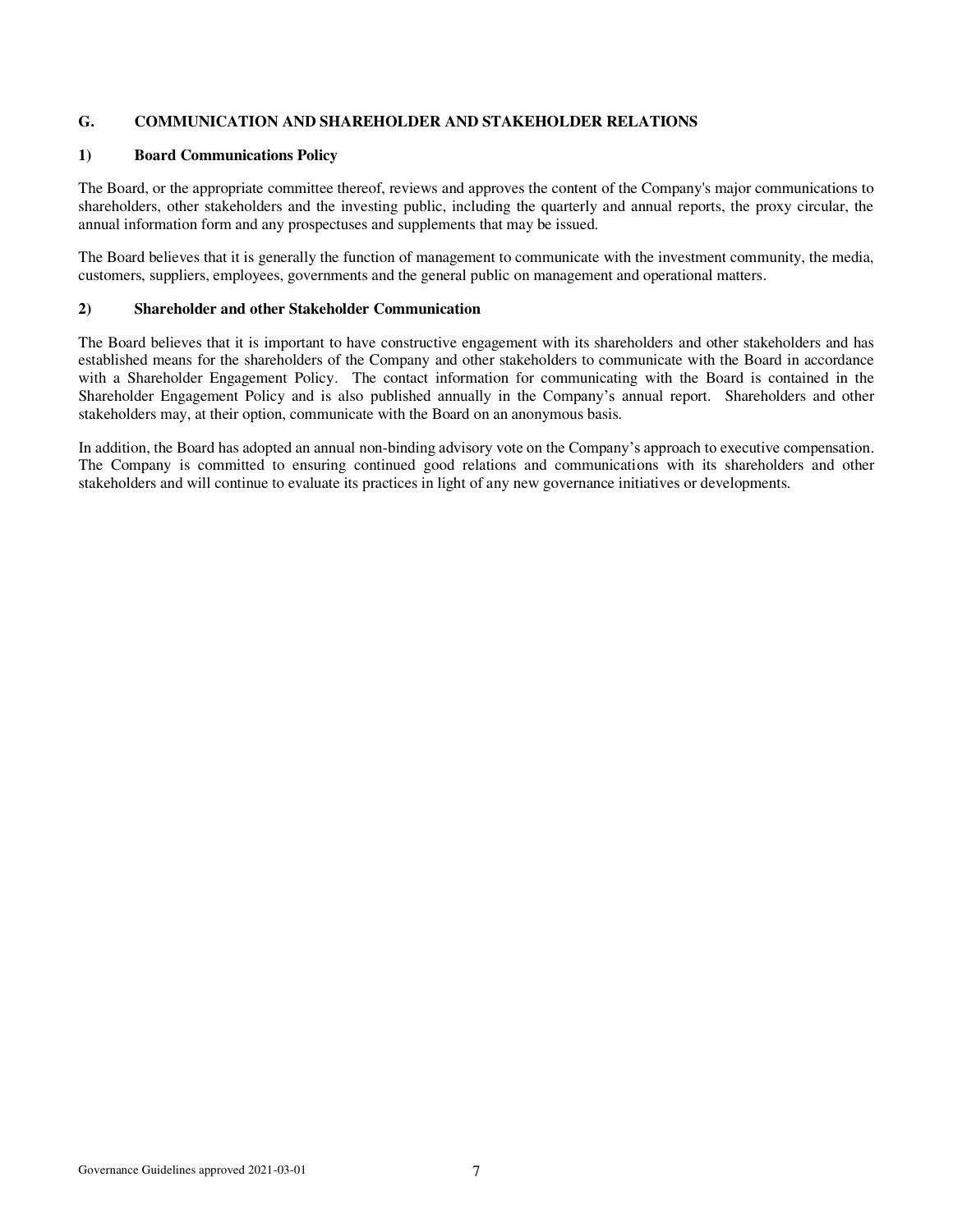## G. COMMUNICATION AND SHAREHOLDER AND STAKEHOLDER RELATIONS

### 1) Board Communications Policy

The Board, or the appropriate committee thereof, reviews and approves the content of the Company's major communications to shareholders, other stakeholders and the investing public, including the quarterly and annual reports, the proxy circular, the annual information form and any prospectuses and supplements that may be issued.

The Board believes that it is generally the function of management to communicate with the investment community, the media, customers, suppliers, employees, governments and the general public on management and operational matters.

### 2) Shareholder and other Stakeholder Communication

The Board believes that it is important to have constructive engagement with its shareholders and other stakeholders and has established means for the shareholders of the Company and other stakeholders to communicate with the Board in accordance with a Shareholder Engagement Policy. The contact information for communicating with the Board is contained in the Shareholder Engagement Policy and is also published annually in the Company's annual report. Shareholders and other stakeholders may, at their option, communicate with the Board on an anonymous basis.

In addition, the Board has adopted an annual non-binding advisory vote on the Company's approach to executive compensation. The Company is committed to ensuring continued good relations and communications with its shareholders and other stakeholders and will continue to evaluate its practices in light of any new governance initiatives or developments.